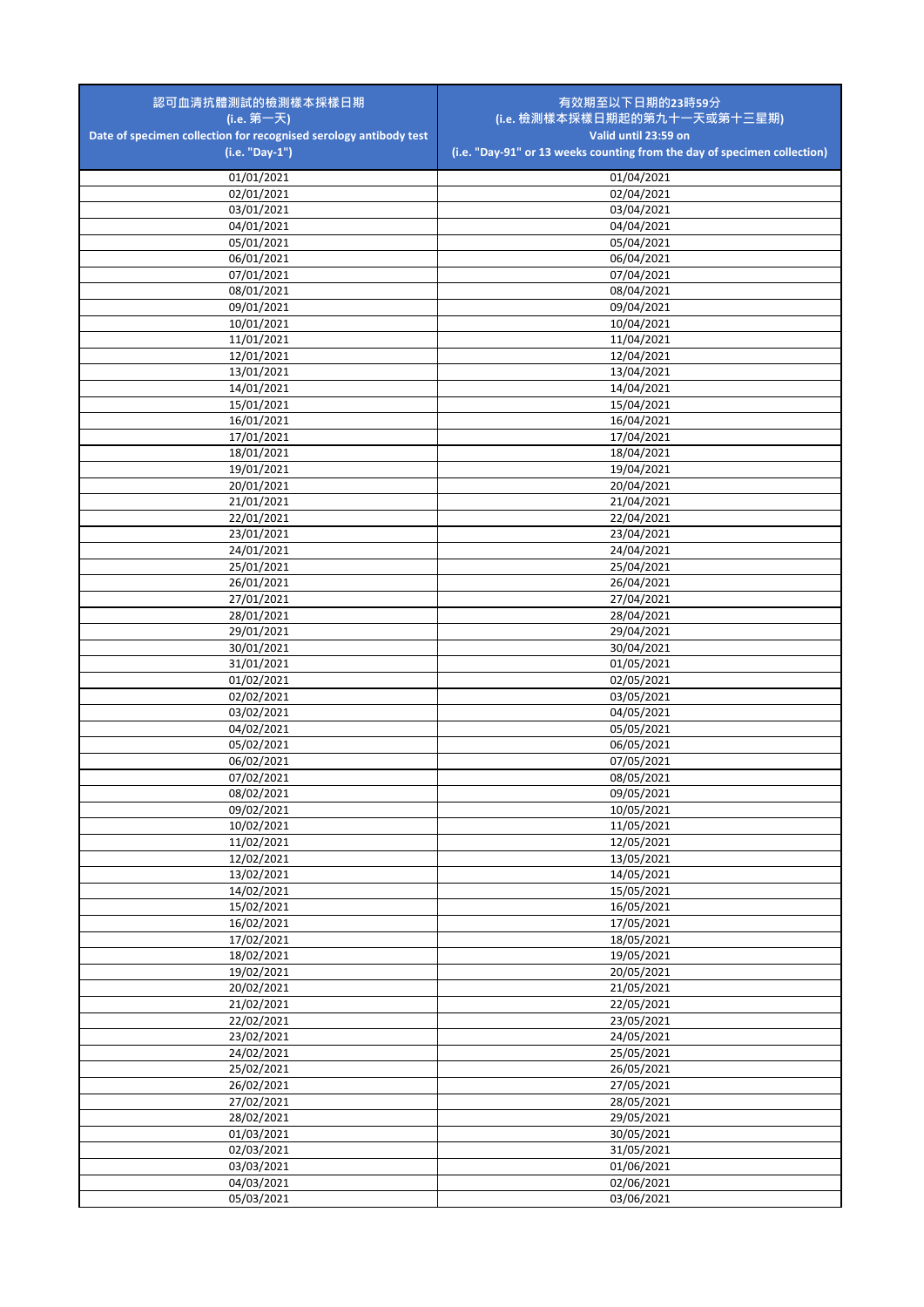| 認可血清抗體測試的檢測樣本採樣日期<br>(i.e. 第一天)<br>Date of specimen collection for recognised serology antibody test<br>(i.e. "Day-1") | 有效期至以下日期的23時59分<br>(i.e. 檢測樣本採樣日期起的第九十一天或第十三星期)<br>Valid until 23:59 on<br>(i.e. "Day-91" or 13 weeks counting from the day of specimen collection) |
| --- | --- |
| 01/01/2021 | 01/04/2021 |
| 02/01/2021 | 02/04/2021 |
| 03/01/2021 | 03/04/2021 |
| 04/01/2021 | 04/04/2021 |
| 05/01/2021 | 05/04/2021 |
| 06/01/2021 | 06/04/2021 |
| 07/01/2021 | 07/04/2021 |
| 08/01/2021 | 08/04/2021 |
| 09/01/2021 | 09/04/2021 |
| 10/01/2021 | 10/04/2021 |
| 11/01/2021 | 11/04/2021 |
| 12/01/2021 | 12/04/2021 |
| 13/01/2021 | 13/04/2021 |
| 14/01/2021 | 14/04/2021 |
| 15/01/2021 | 15/04/2021 |
| 16/01/2021 | 16/04/2021 |
| 17/01/2021 | 17/04/2021 |
| 18/01/2021 | 18/04/2021 |
| 19/01/2021 | 19/04/2021 |
| 20/01/2021 | 20/04/2021 |
| 21/01/2021 | 21/04/2021 |
| 22/01/2021 | 22/04/2021 |
| 23/01/2021 | 23/04/2021 |
| 24/01/2021 | 24/04/2021 |
| 25/01/2021 | 25/04/2021 |
| 26/01/2021 | 26/04/2021 |
| 27/01/2021 | 27/04/2021 |
| 28/01/2021 | 28/04/2021 |
| 29/01/2021 | 29/04/2021 |
| 30/01/2021 | 30/04/2021 |
| 31/01/2021 | 01/05/2021 |
| 01/02/2021 | 02/05/2021 |
| 02/02/2021 | 03/05/2021 |
| 03/02/2021 | 04/05/2021 |
| 04/02/2021 | 05/05/2021 |
| 05/02/2021 | 06/05/2021 |
| 06/02/2021 | 07/05/2021 |
| 07/02/2021 | 08/05/2021 |
| 08/02/2021 | 09/05/2021 |
| 09/02/2021 | 10/05/2021 |
| 10/02/2021 | 11/05/2021 |
| 11/02/2021 | 12/05/2021 |
| 12/02/2021 | 13/05/2021 |
| 13/02/2021 | 14/05/2021 |
| 14/02/2021 | 15/05/2021 |
| 15/02/2021 | 16/05/2021 |
| 16/02/2021 | 17/05/2021 |
| 17/02/2021 | 18/05/2021 |
| 18/02/2021 | 19/05/2021 |
| 19/02/2021 | 20/05/2021 |
| 20/02/2021 | 21/05/2021 |
| 21/02/2021 | 22/05/2021 |
| 22/02/2021 | 23/05/2021 |
| 23/02/2021 | 24/05/2021 |
| 24/02/2021 | 25/05/2021 |
| 25/02/2021 | 26/05/2021 |
| 26/02/2021 | 27/05/2021 |
| 27/02/2021 | 28/05/2021 |
| 28/02/2021 | 29/05/2021 |
| 01/03/2021 | 30/05/2021 |
| 02/03/2021 | 31/05/2021 |
| 03/03/2021 | 01/06/2021 |
| 04/03/2021 | 02/06/2021 |
| 05/03/2021 | 03/06/2021 |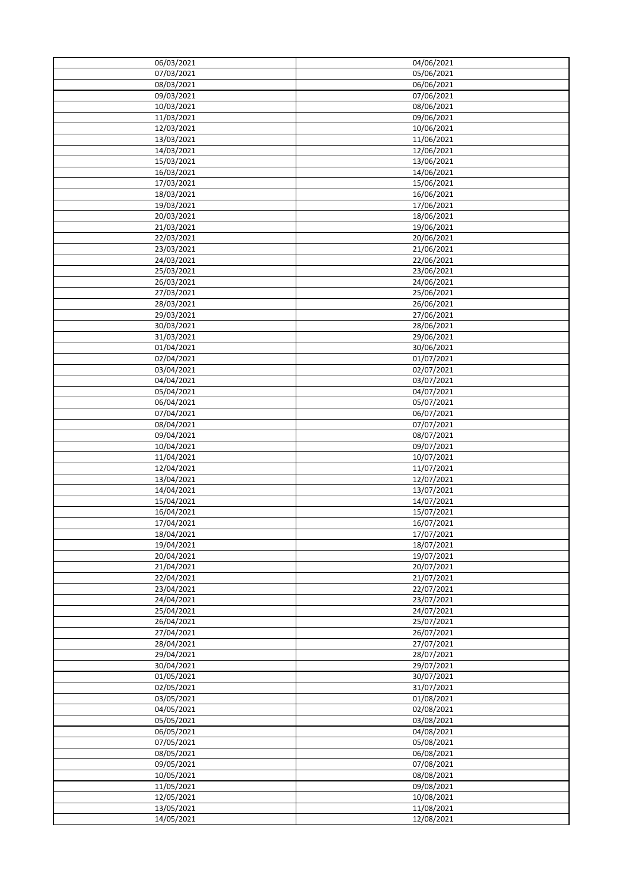| 06/03/2021 | 04/06/2021 |
| --- | --- |
| 07/03/2021 | 05/06/2021 |
| 08/03/2021 | 06/06/2021 |
| 09/03/2021 | 07/06/2021 |
| 10/03/2021 | 08/06/2021 |
| 11/03/2021 | 09/06/2021 |
| 12/03/2021 | 10/06/2021 |
| 13/03/2021 | 11/06/2021 |
| 14/03/2021 | 12/06/2021 |
| 15/03/2021 | 13/06/2021 |
| 16/03/2021 | 14/06/2021 |
| 17/03/2021 | 15/06/2021 |
| 18/03/2021 | 16/06/2021 |
| 19/03/2021 | 17/06/2021 |
| 20/03/2021 | 18/06/2021 |
| 21/03/2021 | 19/06/2021 |
| 22/03/2021 | 20/06/2021 |
| 23/03/2021 | 21/06/2021 |
| 24/03/2021 | 22/06/2021 |
| 25/03/2021 | 23/06/2021 |
| 26/03/2021 | 24/06/2021 |
| 27/03/2021 | 25/06/2021 |
| 28/03/2021 | 26/06/2021 |
| 29/03/2021 | 27/06/2021 |
| 30/03/2021 | 28/06/2021 |
| 31/03/2021 | 29/06/2021 |
| 01/04/2021 | 30/06/2021 |
| 02/04/2021 | 01/07/2021 |
| 03/04/2021 | 02/07/2021 |
| 04/04/2021 | 03/07/2021 |
| 05/04/2021 | 04/07/2021 |
| 06/04/2021 | 05/07/2021 |
| 07/04/2021 | 06/07/2021 |
| 08/04/2021 | 07/07/2021 |
| 09/04/2021 | 08/07/2021 |
| 10/04/2021 | 09/07/2021 |
| 11/04/2021 | 10/07/2021 |
| 12/04/2021 | 11/07/2021 |
| 13/04/2021 | 12/07/2021 |
| 14/04/2021 | 13/07/2021 |
| 15/04/2021 | 14/07/2021 |
| 16/04/2021 | 15/07/2021 |
| 17/04/2021 | 16/07/2021 |
| 18/04/2021 | 17/07/2021 |
| 19/04/2021 | 18/07/2021 |
| 20/04/2021 | 19/07/2021 |
| 21/04/2021 | 20/07/2021 |
| 22/04/2021 | 21/07/2021 |
| 23/04/2021 | 22/07/2021 |
| 24/04/2021 | 23/07/2021 |
| 25/04/2021 | 24/07/2021 |
| 26/04/2021 | 25/07/2021 |
| 27/04/2021 | 26/07/2021 |
| 28/04/2021 | 27/07/2021 |
| 29/04/2021 | 28/07/2021 |
| 30/04/2021 | 29/07/2021 |
| 01/05/2021 | 30/07/2021 |
| 02/05/2021 | 31/07/2021 |
| 03/05/2021 | 01/08/2021 |
| 04/05/2021 | 02/08/2021 |
| 05/05/2021 | 03/08/2021 |
| 06/05/2021 | 04/08/2021 |
| 07/05/2021 | 05/08/2021 |
| 08/05/2021 | 06/08/2021 |
| 09/05/2021 | 07/08/2021 |
| 10/05/2021 | 08/08/2021 |
| 11/05/2021 | 09/08/2021 |
| 12/05/2021 | 10/08/2021 |
| 13/05/2021 | 11/08/2021 |
| 14/05/2021 | 12/08/2021 |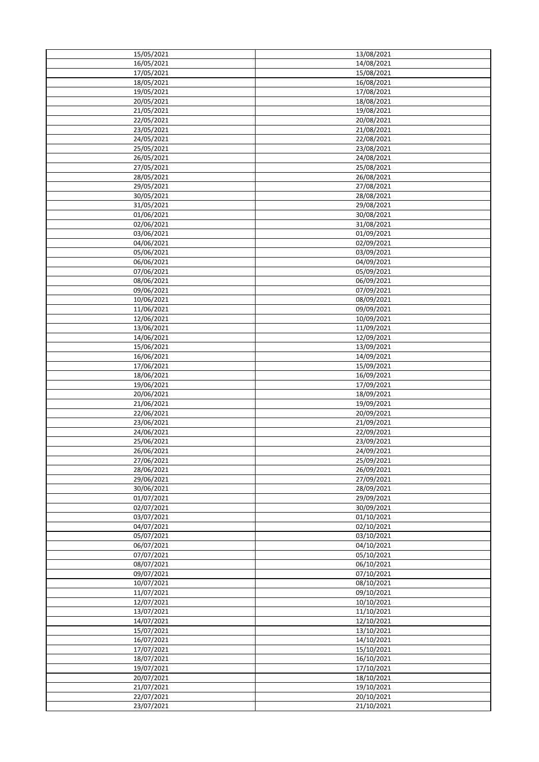| 15/05/2021 | 13/08/2021 |
|---|---|
| 16/05/2021 | 14/08/2021 |
| 17/05/2021 | 15/08/2021 |
| 18/05/2021 | 16/08/2021 |
| 19/05/2021 | 17/08/2021 |
| 20/05/2021 | 18/08/2021 |
| 21/05/2021 | 19/08/2021 |
| 22/05/2021 | 20/08/2021 |
| 23/05/2021 | 21/08/2021 |
| 24/05/2021 | 22/08/2021 |
| 25/05/2021 | 23/08/2021 |
| 26/05/2021 | 24/08/2021 |
| 27/05/2021 | 25/08/2021 |
| 28/05/2021 | 26/08/2021 |
| 29/05/2021 | 27/08/2021 |
| 30/05/2021 | 28/08/2021 |
| 31/05/2021 | 29/08/2021 |
| 01/06/2021 | 30/08/2021 |
| 02/06/2021 | 31/08/2021 |
| 03/06/2021 | 01/09/2021 |
| 04/06/2021 | 02/09/2021 |
| 05/06/2021 | 03/09/2021 |
| 06/06/2021 | 04/09/2021 |
| 07/06/2021 | 05/09/2021 |
| 08/06/2021 | 06/09/2021 |
| 09/06/2021 | 07/09/2021 |
| 10/06/2021 | 08/09/2021 |
| 11/06/2021 | 09/09/2021 |
| 12/06/2021 | 10/09/2021 |
| 13/06/2021 | 11/09/2021 |
| 14/06/2021 | 12/09/2021 |
| 15/06/2021 | 13/09/2021 |
| 16/06/2021 | 14/09/2021 |
| 17/06/2021 | 15/09/2021 |
| 18/06/2021 | 16/09/2021 |
| 19/06/2021 | 17/09/2021 |
| 20/06/2021 | 18/09/2021 |
| 21/06/2021 | 19/09/2021 |
| 22/06/2021 | 20/09/2021 |
| 23/06/2021 | 21/09/2021 |
| 24/06/2021 | 22/09/2021 |
| 25/06/2021 | 23/09/2021 |
| 26/06/2021 | 24/09/2021 |
| 27/06/2021 | 25/09/2021 |
| 28/06/2021 | 26/09/2021 |
| 29/06/2021 | 27/09/2021 |
| 30/06/2021 | 28/09/2021 |
| 01/07/2021 | 29/09/2021 |
| 02/07/2021 | 30/09/2021 |
| 03/07/2021 | 01/10/2021 |
| 04/07/2021 | 02/10/2021 |
| 05/07/2021 | 03/10/2021 |
| 06/07/2021 | 04/10/2021 |
| 07/07/2021 | 05/10/2021 |
| 08/07/2021 | 06/10/2021 |
| 09/07/2021 | 07/10/2021 |
| 10/07/2021 | 08/10/2021 |
| 11/07/2021 | 09/10/2021 |
| 12/07/2021 | 10/10/2021 |
| 13/07/2021 | 11/10/2021 |
| 14/07/2021 | 12/10/2021 |
| 15/07/2021 | 13/10/2021 |
| 16/07/2021 | 14/10/2021 |
| 17/07/2021 | 15/10/2021 |
| 18/07/2021 | 16/10/2021 |
| 19/07/2021 | 17/10/2021 |
| 20/07/2021 | 18/10/2021 |
| 21/07/2021 | 19/10/2021 |
| 22/07/2021 | 20/10/2021 |
| 23/07/2021 | 21/10/2021 |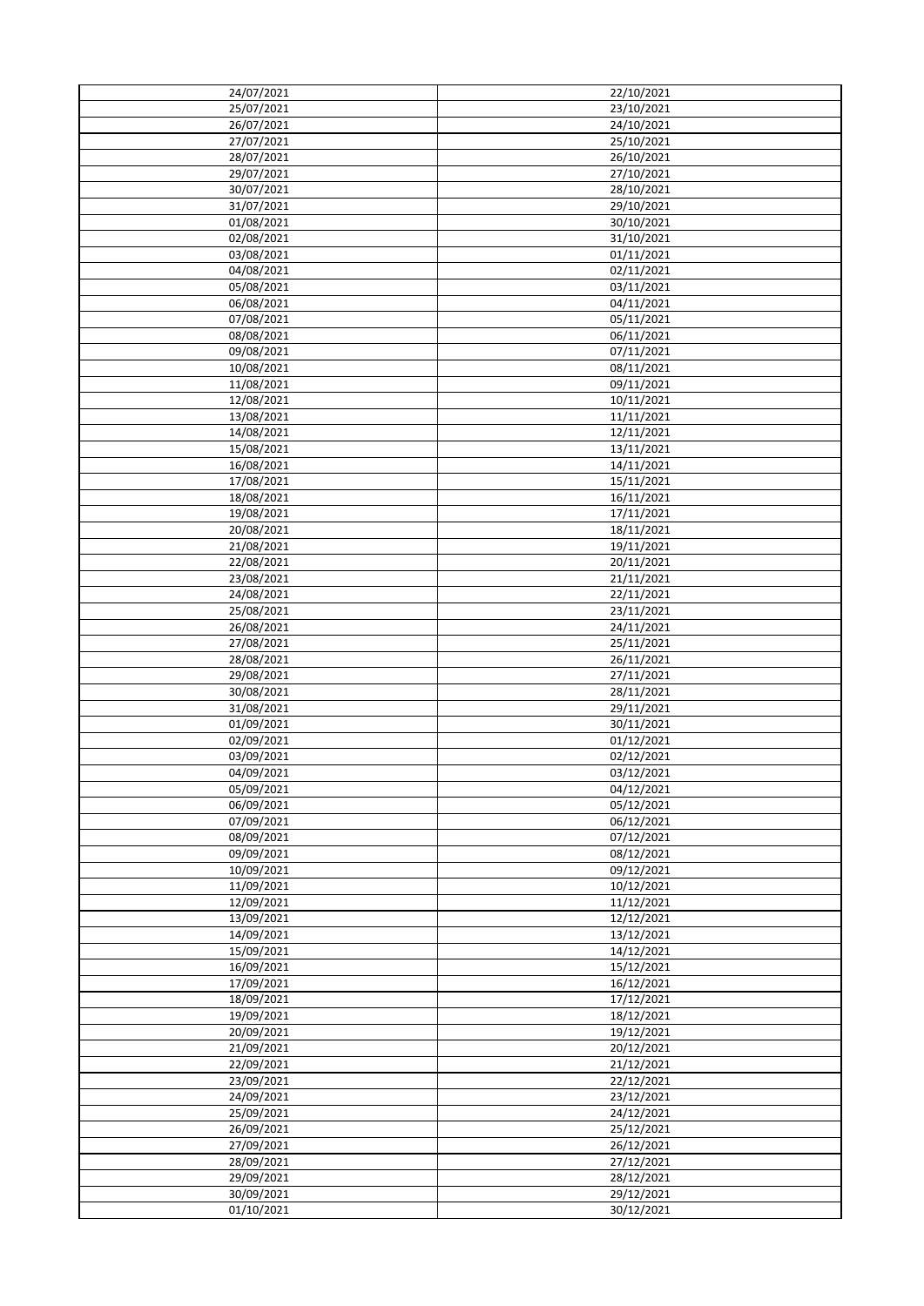| 24/07/2021 | 22/10/2021 |
| --- | --- |
| 25/07/2021 | 23/10/2021 |
| 26/07/2021 | 24/10/2021 |
| 27/07/2021 | 25/10/2021 |
| 28/07/2021 | 26/10/2021 |
| 29/07/2021 | 27/10/2021 |
| 30/07/2021 | 28/10/2021 |
| 31/07/2021 | 29/10/2021 |
| 01/08/2021 | 30/10/2021 |
| 02/08/2021 | 31/10/2021 |
| 03/08/2021 | 01/11/2021 |
| 04/08/2021 | 02/11/2021 |
| 05/08/2021 | 03/11/2021 |
| 06/08/2021 | 04/11/2021 |
| 07/08/2021 | 05/11/2021 |
| 08/08/2021 | 06/11/2021 |
| 09/08/2021 | 07/11/2021 |
| 10/08/2021 | 08/11/2021 |
| 11/08/2021 | 09/11/2021 |
| 12/08/2021 | 10/11/2021 |
| 13/08/2021 | 11/11/2021 |
| 14/08/2021 | 12/11/2021 |
| 15/08/2021 | 13/11/2021 |
| 16/08/2021 | 14/11/2021 |
| 17/08/2021 | 15/11/2021 |
| 18/08/2021 | 16/11/2021 |
| 19/08/2021 | 17/11/2021 |
| 20/08/2021 | 18/11/2021 |
| 21/08/2021 | 19/11/2021 |
| 22/08/2021 | 20/11/2021 |
| 23/08/2021 | 21/11/2021 |
| 24/08/2021 | 22/11/2021 |
| 25/08/2021 | 23/11/2021 |
| 26/08/2021 | 24/11/2021 |
| 27/08/2021 | 25/11/2021 |
| 28/08/2021 | 26/11/2021 |
| 29/08/2021 | 27/11/2021 |
| 30/08/2021 | 28/11/2021 |
| 31/08/2021 | 29/11/2021 |
| 01/09/2021 | 30/11/2021 |
| 02/09/2021 | 01/12/2021 |
| 03/09/2021 | 02/12/2021 |
| 04/09/2021 | 03/12/2021 |
| 05/09/2021 | 04/12/2021 |
| 06/09/2021 | 05/12/2021 |
| 07/09/2021 | 06/12/2021 |
| 08/09/2021 | 07/12/2021 |
| 09/09/2021 | 08/12/2021 |
| 10/09/2021 | 09/12/2021 |
| 11/09/2021 | 10/12/2021 |
| 12/09/2021 | 11/12/2021 |
| 13/09/2021 | 12/12/2021 |
| 14/09/2021 | 13/12/2021 |
| 15/09/2021 | 14/12/2021 |
| 16/09/2021 | 15/12/2021 |
| 17/09/2021 | 16/12/2021 |
| 18/09/2021 | 17/12/2021 |
| 19/09/2021 | 18/12/2021 |
| 20/09/2021 | 19/12/2021 |
| 21/09/2021 | 20/12/2021 |
| 22/09/2021 | 21/12/2021 |
| 23/09/2021 | 22/12/2021 |
| 24/09/2021 | 23/12/2021 |
| 25/09/2021 | 24/12/2021 |
| 26/09/2021 | 25/12/2021 |
| 27/09/2021 | 26/12/2021 |
| 28/09/2021 | 27/12/2021 |
| 29/09/2021 | 28/12/2021 |
| 30/09/2021 | 29/12/2021 |
| 01/10/2021 | 30/12/2021 |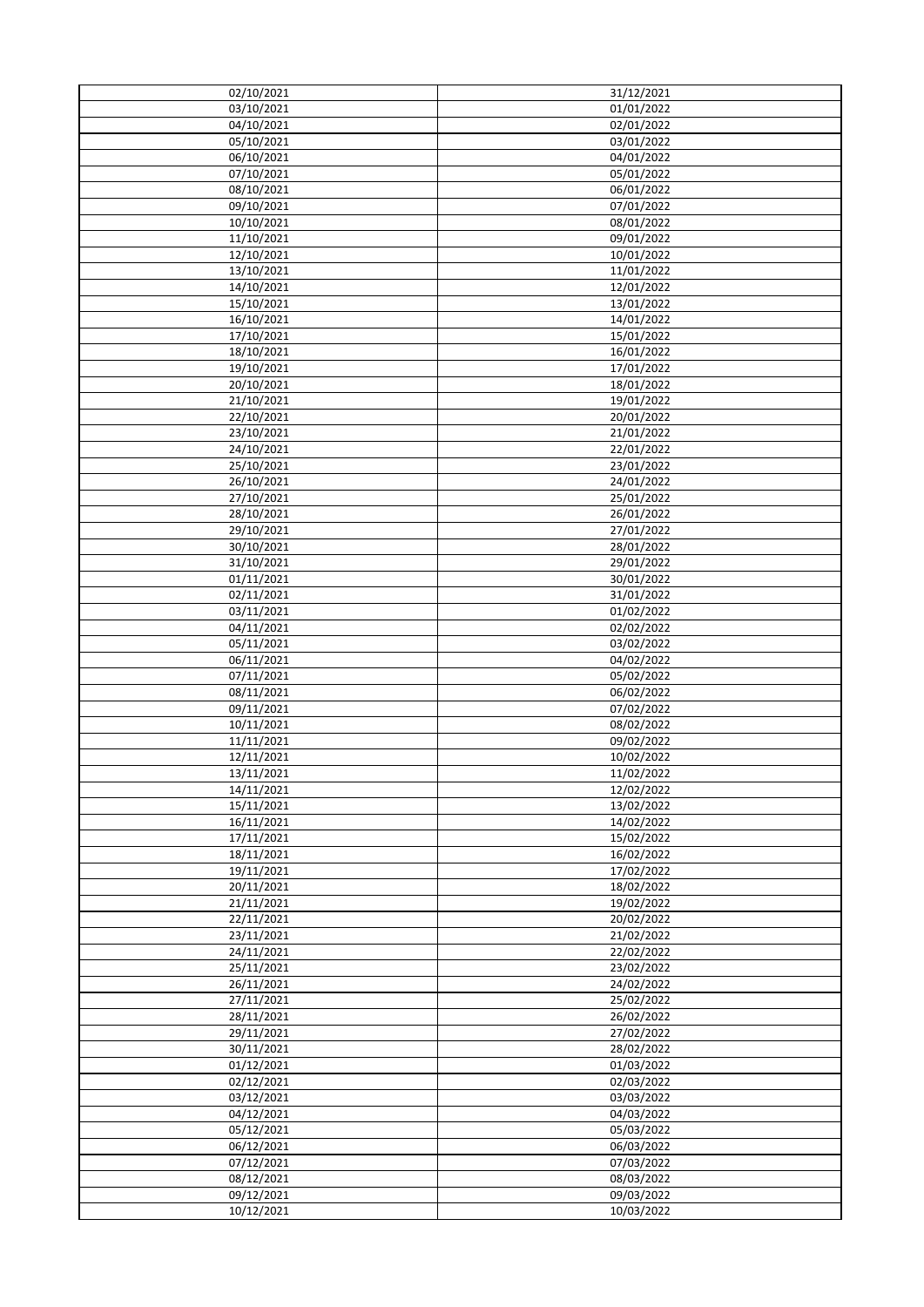| 02/10/2021 | 31/12/2021 |
| --- | --- |
| 03/10/2021 | 01/01/2022 |
| 04/10/2021 | 02/01/2022 |
| 05/10/2021 | 03/01/2022 |
| 06/10/2021 | 04/01/2022 |
| 07/10/2021 | 05/01/2022 |
| 08/10/2021 | 06/01/2022 |
| 09/10/2021 | 07/01/2022 |
| 10/10/2021 | 08/01/2022 |
| 11/10/2021 | 09/01/2022 |
| 12/10/2021 | 10/01/2022 |
| 13/10/2021 | 11/01/2022 |
| 14/10/2021 | 12/01/2022 |
| 15/10/2021 | 13/01/2022 |
| 16/10/2021 | 14/01/2022 |
| 17/10/2021 | 15/01/2022 |
| 18/10/2021 | 16/01/2022 |
| 19/10/2021 | 17/01/2022 |
| 20/10/2021 | 18/01/2022 |
| 21/10/2021 | 19/01/2022 |
| 22/10/2021 | 20/01/2022 |
| 23/10/2021 | 21/01/2022 |
| 24/10/2021 | 22/01/2022 |
| 25/10/2021 | 23/01/2022 |
| 26/10/2021 | 24/01/2022 |
| 27/10/2021 | 25/01/2022 |
| 28/10/2021 | 26/01/2022 |
| 29/10/2021 | 27/01/2022 |
| 30/10/2021 | 28/01/2022 |
| 31/10/2021 | 29/01/2022 |
| 01/11/2021 | 30/01/2022 |
| 02/11/2021 | 31/01/2022 |
| 03/11/2021 | 01/02/2022 |
| 04/11/2021 | 02/02/2022 |
| 05/11/2021 | 03/02/2022 |
| 06/11/2021 | 04/02/2022 |
| 07/11/2021 | 05/02/2022 |
| 08/11/2021 | 06/02/2022 |
| 09/11/2021 | 07/02/2022 |
| 10/11/2021 | 08/02/2022 |
| 11/11/2021 | 09/02/2022 |
| 12/11/2021 | 10/02/2022 |
| 13/11/2021 | 11/02/2022 |
| 14/11/2021 | 12/02/2022 |
| 15/11/2021 | 13/02/2022 |
| 16/11/2021 | 14/02/2022 |
| 17/11/2021 | 15/02/2022 |
| 18/11/2021 | 16/02/2022 |
| 19/11/2021 | 17/02/2022 |
| 20/11/2021 | 18/02/2022 |
| 21/11/2021 | 19/02/2022 |
| 22/11/2021 | 20/02/2022 |
| 23/11/2021 | 21/02/2022 |
| 24/11/2021 | 22/02/2022 |
| 25/11/2021 | 23/02/2022 |
| 26/11/2021 | 24/02/2022 |
| 27/11/2021 | 25/02/2022 |
| 28/11/2021 | 26/02/2022 |
| 29/11/2021 | 27/02/2022 |
| 30/11/2021 | 28/02/2022 |
| 01/12/2021 | 01/03/2022 |
| 02/12/2021 | 02/03/2022 |
| 03/12/2021 | 03/03/2022 |
| 04/12/2021 | 04/03/2022 |
| 05/12/2021 | 05/03/2022 |
| 06/12/2021 | 06/03/2022 |
| 07/12/2021 | 07/03/2022 |
| 08/12/2021 | 08/03/2022 |
| 09/12/2021 | 09/03/2022 |
| 10/12/2021 | 10/03/2022 |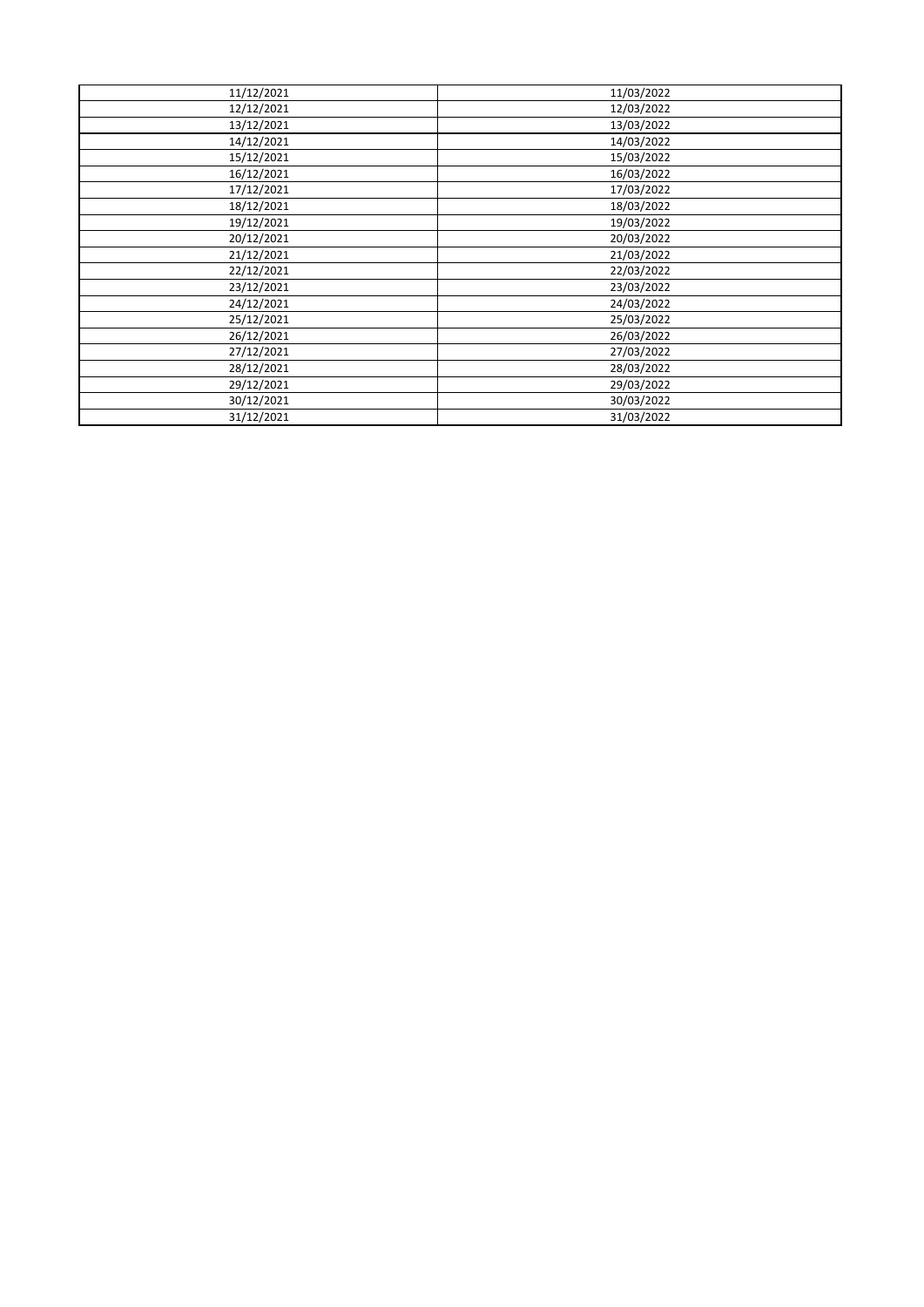| | |
|---|---|
| 11/12/2021 | 11/03/2022 |
| 12/12/2021 | 12/03/2022 |
| 13/12/2021 | 13/03/2022 |
| 14/12/2021 | 14/03/2022 |
| 15/12/2021 | 15/03/2022 |
| 16/12/2021 | 16/03/2022 |
| 17/12/2021 | 17/03/2022 |
| 18/12/2021 | 18/03/2022 |
| 19/12/2021 | 19/03/2022 |
| 20/12/2021 | 20/03/2022 |
| 21/12/2021 | 21/03/2022 |
| 22/12/2021 | 22/03/2022 |
| 23/12/2021 | 23/03/2022 |
| 24/12/2021 | 24/03/2022 |
| 25/12/2021 | 25/03/2022 |
| 26/12/2021 | 26/03/2022 |
| 27/12/2021 | 27/03/2022 |
| 28/12/2021 | 28/03/2022 |
| 29/12/2021 | 29/03/2022 |
| 30/12/2021 | 30/03/2022 |
| 31/12/2021 | 31/03/2022 |